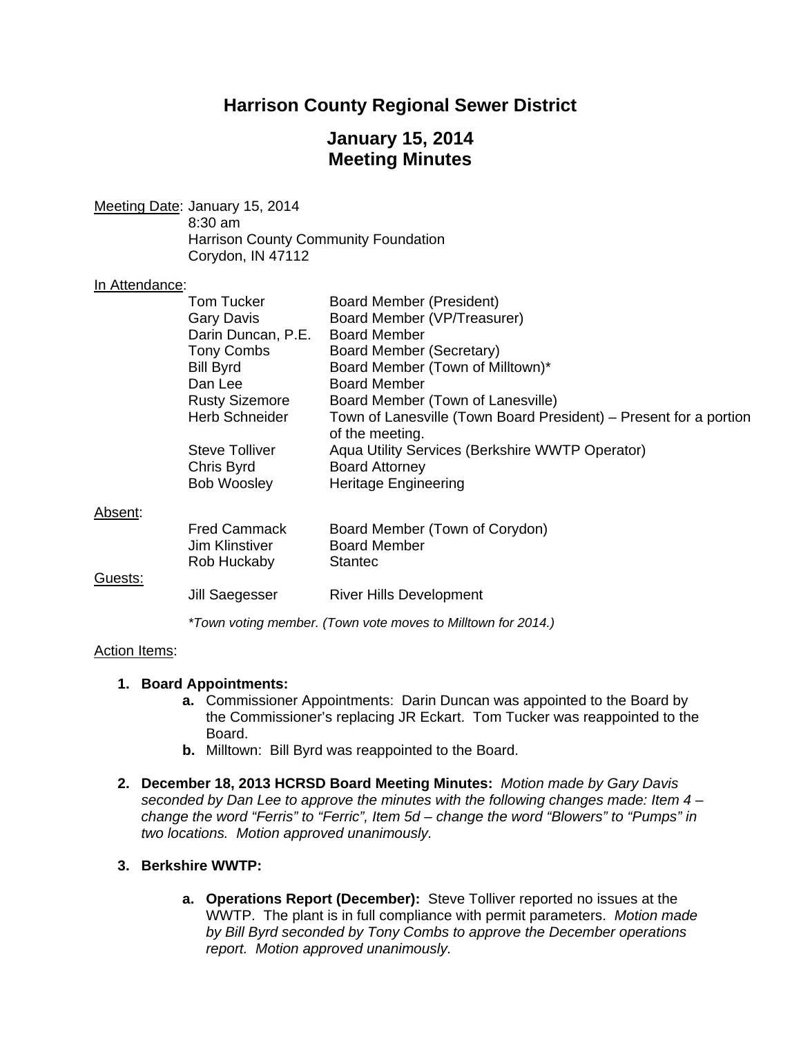# Harrison County Regional Sewer District

## January 15, 2014
## Meeting Minutes

Meeting Date: January 15, 2014
8:30 am
Harrison County Community Foundation
Corydon, IN 47112

In Attendance:

| | |
|---|---|
| Tom Tucker | Board Member (President) |
| Gary Davis | Board Member (VP/Treasurer) |
| Darin Duncan, P.E. | Board Member |
| Tony Combs | Board Member (Secretary) |
| Bill Byrd | Board Member (Town of Milltown)* |
| Dan Lee | Board Member |
| Rusty Sizemore | Board Member (Town of Lanesville) |
| Herb Schneider | Town of Lanesville (Town Board President) – Present for a portion of the meeting. |
| Steve Tolliver | Aqua Utility Services (Berkshire WWTP Operator) |
| Chris Byrd | Board Attorney |
| Bob Woosley | Heritage Engineering |

Absent:

| | |
|---|---|
| Fred Cammack | Board Member (Town of Corydon) |
| Jim Klinstiver | Board Member |
| Rob Huckaby | Stantec |

Guests:

| | |
|---|---|
| Jill Saegesser | River Hills Development |

*\*Town voting member. (Town vote moves to Milltown for 2014.)*

Action Items:

1. **Board Appointments:**
   - **a.** Commissioner Appointments: Darin Duncan was appointed to the Board by the Commissioner's replacing JR Eckart. Tom Tucker was reappointed to the Board.
   - **b.** Milltown: Bill Byrd was reappointed to the Board.

2. **December 18, 2013 HCRSD Board Meeting Minutes:** *Motion made by Gary Davis seconded by Dan Lee to approve the minutes with the following changes made: Item 4 – change the word "Ferris" to "Ferric", Item 5d – change the word "Blowers" to "Pumps" in two locations. Motion approved unanimously.*

3. **Berkshire WWTP:**
   - **a. Operations Report (December):** Steve Tolliver reported no issues at the WWTP. The plant is in full compliance with permit parameters. *Motion made by Bill Byrd seconded by Tony Combs to approve the December operations report. Motion approved unanimously.*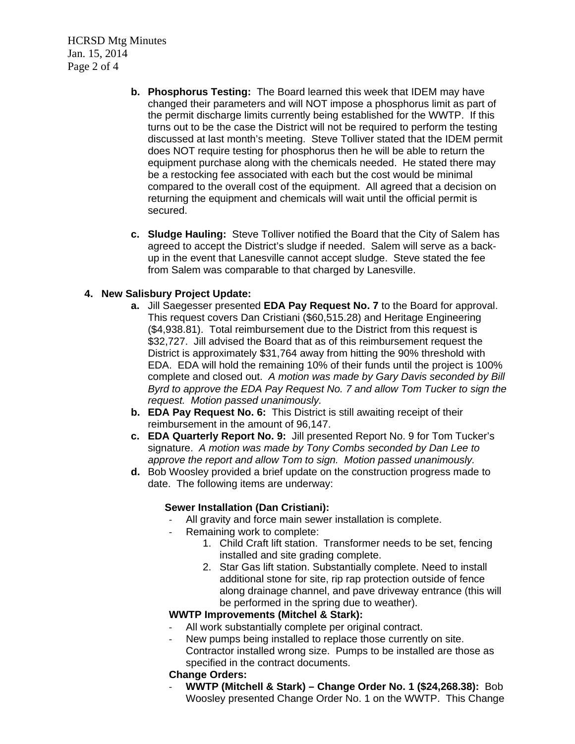b. **Phosphorus Testing:** The Board learned this week that IDEM may have changed their parameters and will NOT impose a phosphorus limit as part of the permit discharge limits currently being established for the WWTP. If this turns out to be the case the District will not be required to perform the testing discussed at last month's meeting. Steve Tolliver stated that the IDEM permit does NOT require testing for phosphorus then he will be able to return the equipment purchase along with the chemicals needed. He stated there may be a restocking fee associated with each but the cost would be minimal compared to the overall cost of the equipment. All agreed that a decision on returning the equipment and chemicals will wait until the official permit is secured.

c. **Sludge Hauling:** Steve Tolliver notified the Board that the City of Salem has agreed to accept the District's sludge if needed. Salem will serve as a back-up in the event that Lanesville cannot accept sludge. Steve stated the fee from Salem was comparable to that charged by Lanesville.

4. **New Salisbury Project Update:**

a. Jill Saegesser presented **EDA Pay Request No. 7** to the Board for approval. This request covers Dan Cristiani ($60,515.28) and Heritage Engineering ($4,938.81). Total reimbursement due to the District from this request is $32,727. Jill advised the Board that as of this reimbursement request the District is approximately $31,764 away from hitting the 90% threshold with EDA. EDA will hold the remaining 10% of their funds until the project is 100% complete and closed out. *A motion was made by Gary Davis seconded by Bill Byrd to approve the EDA Pay Request No. 7 and allow Tom Tucker to sign the request. Motion passed unanimously.*

b. **EDA Pay Request No. 6:** This District is still awaiting receipt of their reimbursement in the amount of 96,147.

c. **EDA Quarterly Report No. 9:** Jill presented Report No. 9 for Tom Tucker's signature. *A motion was made by Tony Combs seconded by Dan Lee to approve the report and allow Tom to sign. Motion passed unanimously.*

d. Bob Woosley provided a brief update on the construction progress made to date. The following items are underway:

**Sewer Installation (Dan Cristiani):**

- All gravity and force main sewer installation is complete.
- Remaining work to complete:
  1. Child Craft lift station. Transformer needs to be set, fencing installed and site grading complete.
  2. Star Gas lift station. Substantially complete. Need to install additional stone for site, rip rap protection outside of fence along drainage channel, and pave driveway entrance (this will be performed in the spring due to weather).

**WWTP Improvements (Mitchel & Stark):**

- All work substantially complete per original contract.
- New pumps being installed to replace those currently on site. Contractor installed wrong size. Pumps to be installed are those as specified in the contract documents.

**Change Orders:**

- **WWTP (Mitchell & Stark) – Change Order No. 1 ($24,268.38):** Bob Woosley presented Change Order No. 1 on the WWTP. This Change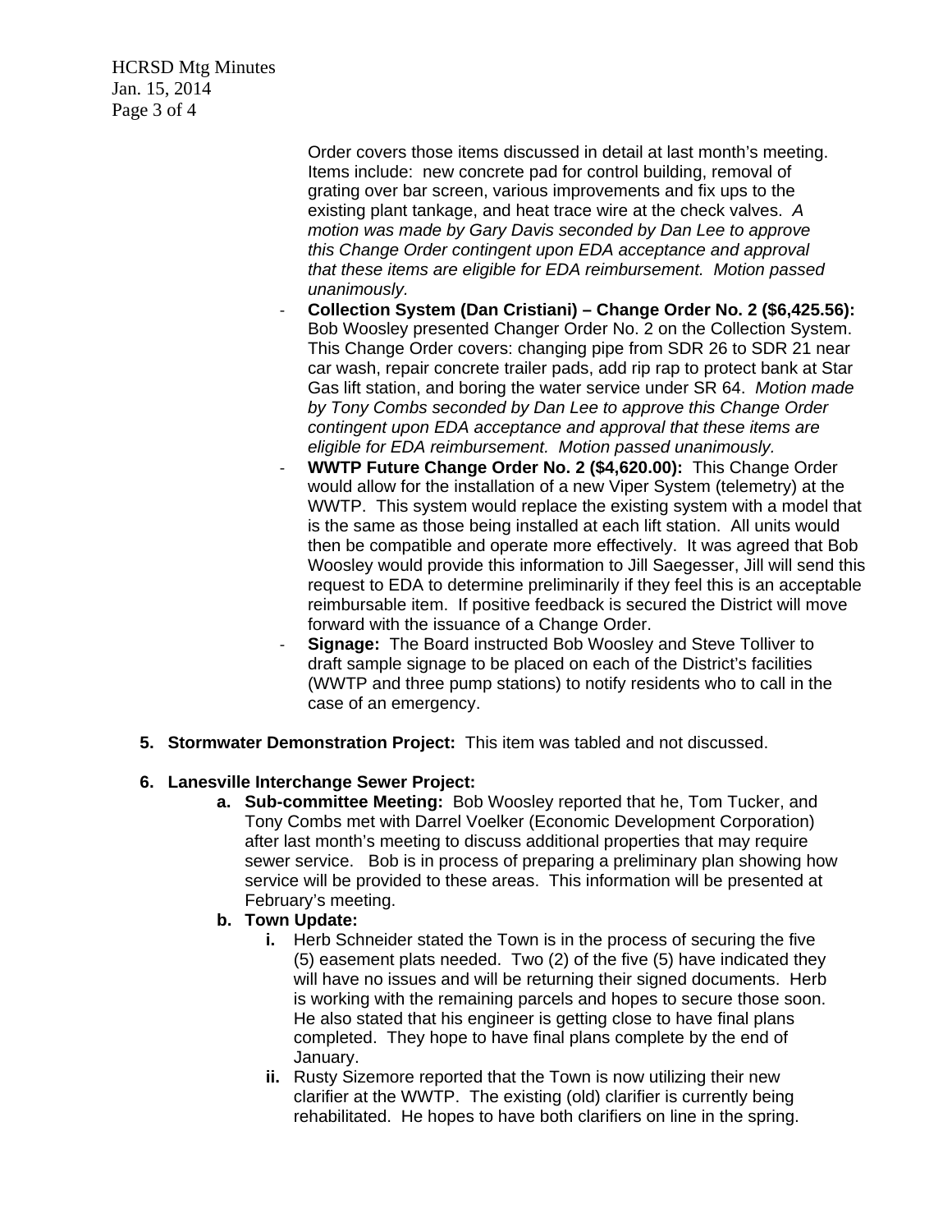Order covers those items discussed in detail at last month's meeting. Items include: new concrete pad for control building, removal of grating over bar screen, various improvements and fix ups to the existing plant tankage, and heat trace wire at the check valves. *A motion was made by Gary Davis seconded by Dan Lee to approve this Change Order contingent upon EDA acceptance and approval that these items are eligible for EDA reimbursement. Motion passed unanimously.*

- **Collection System (Dan Cristiani) – Change Order No. 2 ($6,425.56):** Bob Woosley presented Changer Order No. 2 on the Collection System. This Change Order covers: changing pipe from SDR 26 to SDR 21 near car wash, repair concrete trailer pads, add rip rap to protect bank at Star Gas lift station, and boring the water service under SR 64. *Motion made by Tony Combs seconded by Dan Lee to approve this Change Order contingent upon EDA acceptance and approval that these items are eligible for EDA reimbursement. Motion passed unanimously.*
- **WWTP Future Change Order No. 2 ($4,620.00):** This Change Order would allow for the installation of a new Viper System (telemetry) at the WWTP. This system would replace the existing system with a model that is the same as those being installed at each lift station. All units would then be compatible and operate more effectively. It was agreed that Bob Woosley would provide this information to Jill Saegesser, Jill will send this request to EDA to determine preliminarily if they feel this is an acceptable reimbursable item. If positive feedback is secured the District will move forward with the issuance of a Change Order.
- **Signage:** The Board instructed Bob Woosley and Steve Tolliver to draft sample signage to be placed on each of the District's facilities (WWTP and three pump stations) to notify residents who to call in the case of an emergency.

5. **Stormwater Demonstration Project:** This item was tabled and not discussed.

6. **Lanesville Interchange Sewer Project:**
   a. **Sub-committee Meeting:** Bob Woosley reported that he, Tom Tucker, and Tony Combs met with Darrel Voelker (Economic Development Corporation) after last month's meeting to discuss additional properties that may require sewer service. Bob is in process of preparing a preliminary plan showing how service will be provided to these areas. This information will be presented at February's meeting.
   b. **Town Update:**
      i. Herb Schneider stated the Town is in the process of securing the five (5) easement plats needed. Two (2) of the five (5) have indicated they will have no issues and will be returning their signed documents. Herb is working with the remaining parcels and hopes to secure those soon. He also stated that his engineer is getting close to have final plans completed. They hope to have final plans complete by the end of January.
      ii. Rusty Sizemore reported that the Town is now utilizing their new clarifier at the WWTP. The existing (old) clarifier is currently being rehabilitated. He hopes to have both clarifiers on line in the spring.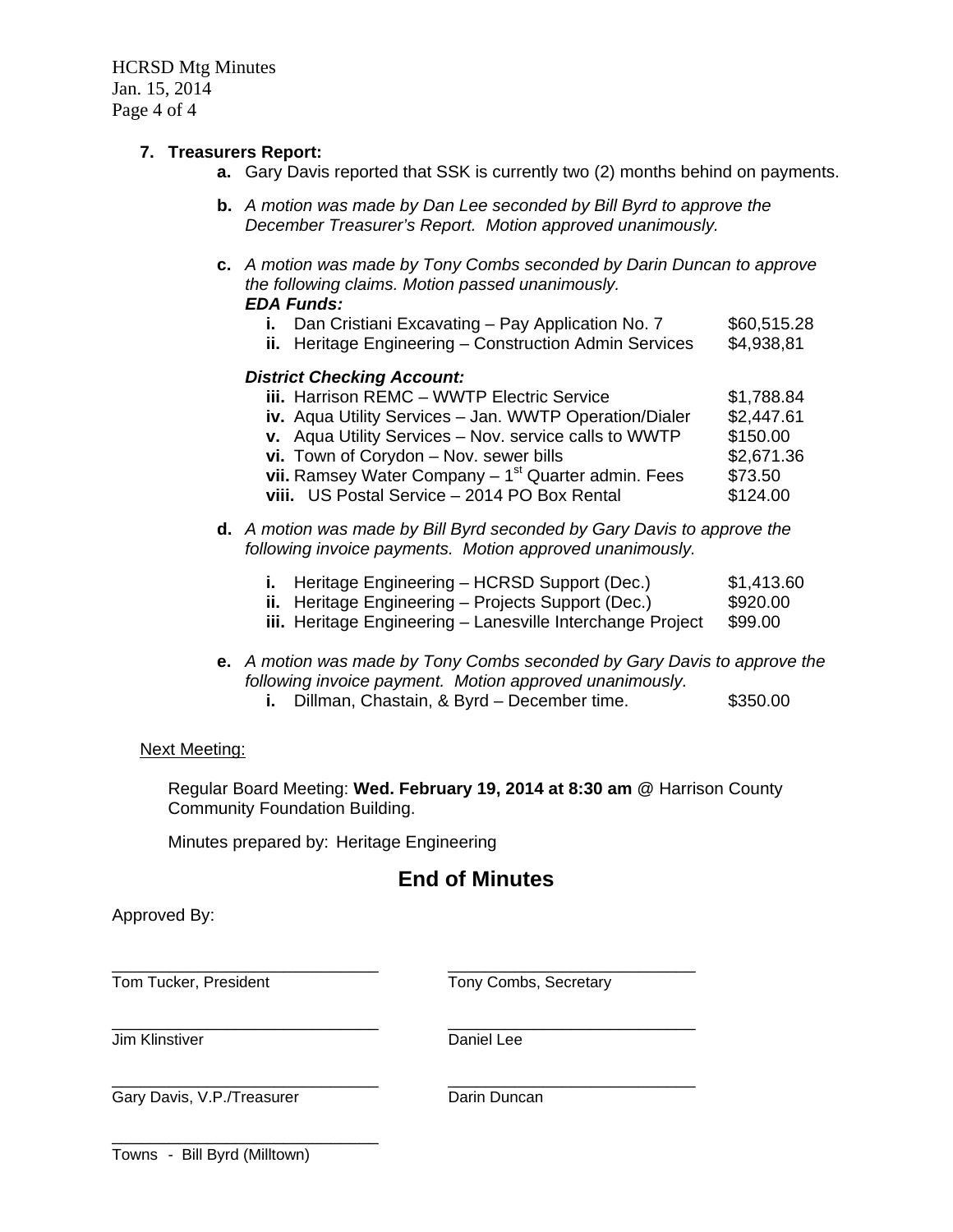7. **Treasurers Report:**
   - **a.** Gary Davis reported that SSK is currently two (2) months behind on payments.
   - **b.** *A motion was made by Dan Lee seconded by Bill Byrd to approve the December Treasurer's Report. Motion approved unanimously.*
   - **c.** *A motion was made by Tony Combs seconded by Darin Duncan to approve the following claims. Motion passed unanimously.*

     ***EDA Funds:***

| | |
|---|---|
| **i.** Dan Cristiani Excavating – Pay Application No. 7 | $60,515.28 |
| **ii.** Heritage Engineering – Construction Admin Services | $4,938,81 |

     ***District Checking Account:***

| | |
|---|---|
| **iii.** Harrison REMC – WWTP Electric Service | $1,788.84 |
| **iv.** Aqua Utility Services – Jan. WWTP Operation/Dialer | $2,447.61 |
| **v.** Aqua Utility Services – Nov. service calls to WWTP | $150.00 |
| **vi.** Town of Corydon – Nov. sewer bills | $2,671.36 |
| **vii.** Ramsey Water Company – 1st Quarter admin. Fees | $73.50 |
| **viii.** US Postal Service – 2014 PO Box Rental | $124.00 |

   - **d.** *A motion was made by Bill Byrd seconded by Gary Davis to approve the following invoice payments. Motion approved unanimously.*

| | |
|---|---|
| **i.** Heritage Engineering – HCRSD Support (Dec.) | $1,413.60 |
| **ii.** Heritage Engineering – Projects Support (Dec.) | $920.00 |
| **iii.** Heritage Engineering – Lanesville Interchange Project | $99.00 |

   - **e.** *A motion was made by Tony Combs seconded by Gary Davis to approve the following invoice payment. Motion approved unanimously.*
     - **i.** Dillman, Chastain, & Byrd – December time. $350.00

Next Meeting:

Regular Board Meeting: **Wed. February 19, 2014 at 8:30 am** @ Harrison County Community Foundation Building.

Minutes prepared by: Heritage Engineering

## End of Minutes

Approved By:

| | |
|---|---|
| ____________________________ | ____________________________ |
| Tom Tucker, President | Tony Combs, Secretary |
| ____________________________ | ____________________________ |
| Jim Klinstiver | Daniel Lee |
| ____________________________ | ____________________________ |
| Gary Davis, V.P./Treasurer | Darin Duncan |
| ____________________________ | |
| Towns - Bill Byrd (Milltown) | |